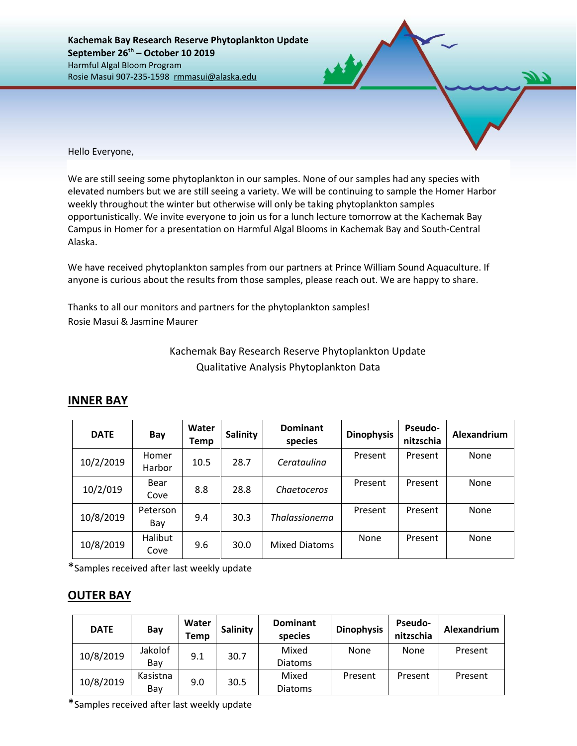**Kachemak Bay Research Reserve Phytoplankton Update**
**September 26th – October 10 2019**
Harmful Algal Bloom Program
Rosie Masui 907-235-1598 rmmasui@alaska.edu

Hello Everyone,

We are still seeing some phytoplankton in our samples. None of our samples had any species with elevated numbers but we are still seeing a variety. We will be continuing to sample the Homer Harbor weekly throughout the winter but otherwise will only be taking phytoplankton samples opportunistically. We invite everyone to join us for a lunch lecture tomorrow at the Kachemak Bay Campus in Homer for a presentation on Harmful Algal Blooms in Kachemak Bay and South-Central Alaska.

We have received phytoplankton samples from our partners at Prince William Sound Aquaculture. If anyone is curious about the results from those samples, please reach out. We are happy to share.

Thanks to all our monitors and partners for the phytoplankton samples!
Rosie Masui & Jasmine Maurer

Kachemak Bay Research Reserve Phytoplankton Update
Qualitative Analysis Phytoplankton Data

## INNER BAY

| DATE | Bay | Water Temp | Salinity | Dominant species | Dinophysis | Pseudo-nitzschia | Alexandrium |
|---|---|---|---|---|---|---|---|
| 10/2/2019 | Homer Harbor | 10.5 | 28.7 | *Cerataulina* | Present | Present | None |
| 10/2/019 | Bear Cove | 8.8 | 28.8 | *Chaetoceros* | Present | Present | None |
| 10/8/2019 | Peterson Bay | 9.4 | 30.3 | *Thalassionema* | Present | Present | None |
| 10/8/2019 | Halibut Cove | 9.6 | 30.0 | Mixed Diatoms | None | Present | None |

*Samples received after last weekly update

## OUTER BAY

| DATE | Bay | Water Temp | Salinity | Dominant species | Dinophysis | Pseudo-nitzschia | Alexandrium |
|---|---|---|---|---|---|---|---|
| 10/8/2019 | Jakolof Bay | 9.1 | 30.7 | Mixed Diatoms | None | None | Present |
| 10/8/2019 | Kasistna Bay | 9.0 | 30.5 | Mixed Diatoms | Present | Present | Present |

*Samples received after last weekly update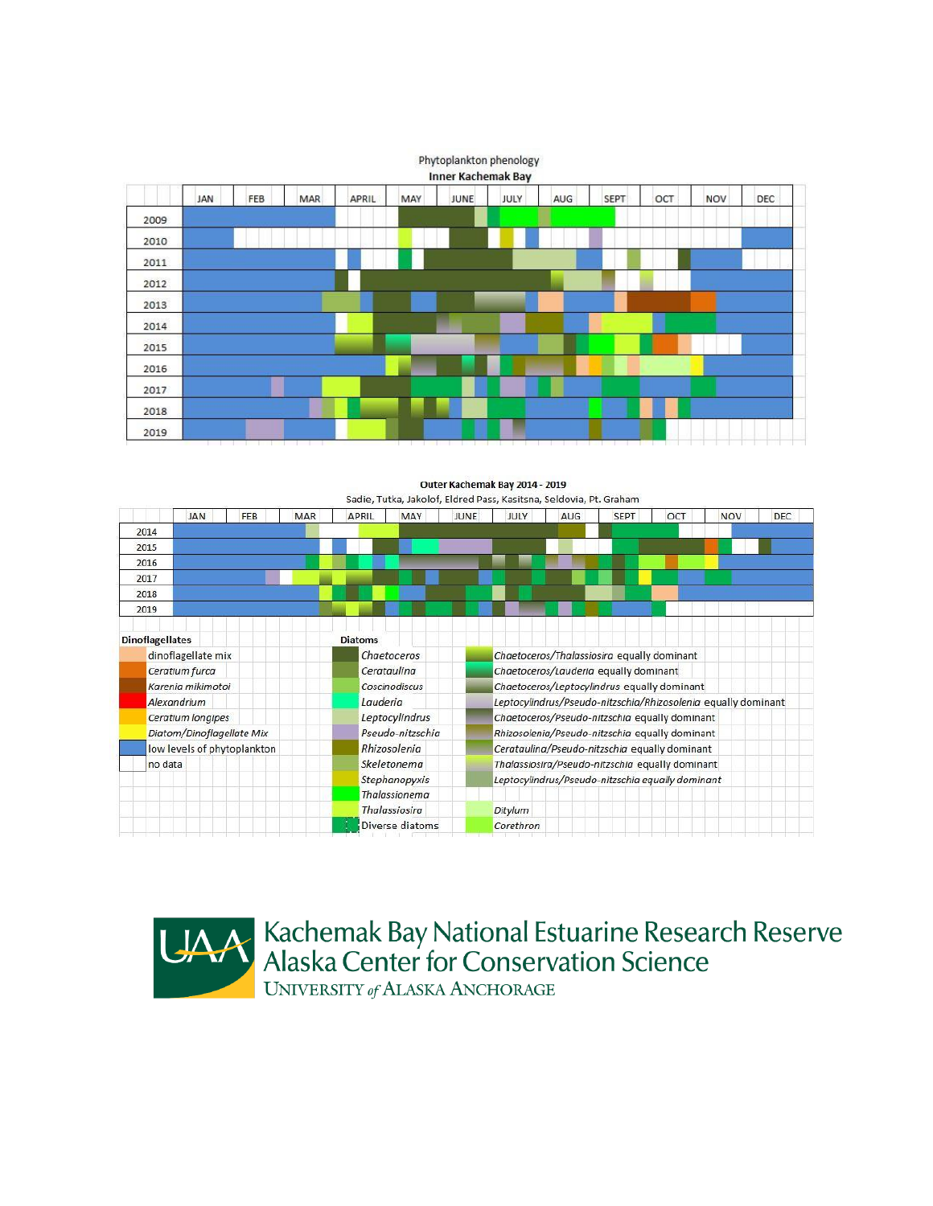Phytoplankton phenology

Inner Kachemak Bay

JAN FEB MAR APRIL MAY JUNE JULY AUG SEPT OCT NOV DEC

2009
2010
2011
2012
2013
2014
2015
2016
2017
2018
2019

Outer Kachemak Bay 2014 - 2019

Sadie, Tutka, Jakolof, Eldred Pass, Kasitsna, Seldovia, Pt. Graham

JAN FEB MAR APRIL MAY JUNE JULY AUG SEPT OCT NOV DEC

2014
2015
2016
2017
2018
2019

**Dinoflagellates**

- dinoflagellate mix
- *Ceratium furca*
- *Karenia mikimotoi*
- *Alexandrium*
- *Ceratium longipes*
- *Diatom/Dinoflagellate Mix*
- low levels of phytoplankton
- no data

**Diatoms**

- *Chaetoceros*
- *Cerataulina*
- *Coscinodiscus*
- *Lauderia*
- *Leptocylindrus*
- *Pseudo-nitzschia*
- *Rhizosolenia*
- *Skeletonema*
- *Stephanopyxis*
- *Thalassionema*
- *Thalassiosira*
- Diverse diatoms
- *Chaetoceros/Thalassiosira* equally dominant
- *Chaetoceros/Lauderia* equally dominant
- *Chaetoceros/Leptocylindrus* equally dominant
- *Leptocylindrus/Pseudo-nitzschia/Rhizosolenia* equally dominant
- *Chaetoceros/Pseudo-nitzschia* equally dominant
- *Rhizosolenia/Pseudo-nitzschia* equally dominant
- *Cerataulina/Pseudo-nitzschia* equally dominant
- *Thalassiosira/Pseudo-nitzschia* equally dominant
- *Leptocylindrus/Pseudo-nitzschia* equally dominant
- *Ditylum*
- *Corethron*

Kachemak Bay National Estuarine Research Reserve
Alaska Center for Conservation Science
UNIVERSITY of ALASKA ANCHORAGE